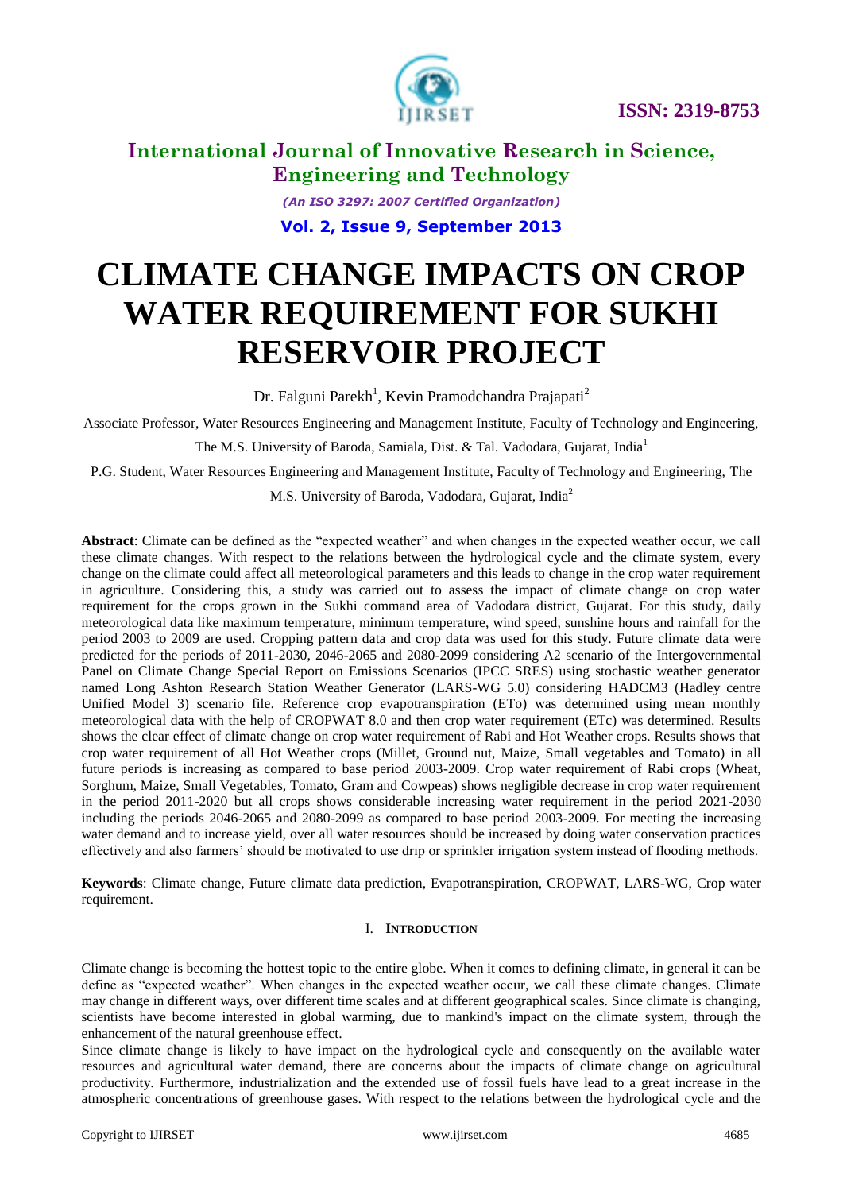# CLIMATE CHANGE IMPACTS ON CROP WATER REQUIREMENT FOR SUKHI RESERVOIR PROJECT

Dr. Falguni Parekh[1], Kevin Pramodchandra Prajapati[2]

Associate Professor, Water Resources Engineering and Management Institute, Faculty of Technology and Engineering, The M.S. University of Baroda, Samiala, Dist. & Tal. Vadodara, Gujarat, India[1]

P.G. Student, Water Resources Engineering and Management Institute, Faculty of Technology and Engineering, The M.S. University of Baroda, Vadodara, Gujarat, India[2]

**Abstract**: Climate can be defined as the "expected weather" and when changes in the expected weather occur, we call these climate changes. With respect to the relations between the hydrological cycle and the climate system, every change on the climate could affect all meteorological parameters and this leads to change in the crop water requirement in agriculture. Considering this, a study was carried out to assess the impact of climate change on crop water requirement for the crops grown in the Sukhi command area of Vadodara district, Gujarat. For this study, daily meteorological data like maximum temperature, minimum temperature, wind speed, sunshine hours and rainfall for the period 2003 to 2009 are used. Cropping pattern data and crop data was used for this study. Future climate data were predicted for the periods of 2011-2030, 2046-2065 and 2080-2099 considering A2 scenario of the Intergovernmental Panel on Climate Change Special Report on Emissions Scenarios (IPCC SRES) using stochastic weather generator named Long Ashton Research Station Weather Generator (LARS-WG 5.0) considering HADCM3 (Hadley centre Unified Model 3) scenario file. Reference crop evapotranspiration (ETo) was determined using mean monthly meteorological data with the help of CROPWAT 8.0 and then crop water requirement (ETc) was determined. Results shows the clear effect of climate change on crop water requirement of Rabi and Hot Weather crops. Results shows that crop water requirement of all Hot Weather crops (Millet, Ground nut, Maize, Small vegetables and Tomato) in all future periods is increasing as compared to base period 2003-2009. Crop water requirement of Rabi crops (Wheat, Sorghum, Maize, Small Vegetables, Tomato, Gram and Cowpeas) shows negligible decrease in crop water requirement in the period 2011-2020 but all crops shows considerable increasing water requirement in the period 2021-2030 including the periods 2046-2065 and 2080-2099 as compared to base period 2003-2009. For meeting the increasing water demand and to increase yield, over all water resources should be increased by doing water conservation practices effectively and also farmers' should be motivated to use drip or sprinkler irrigation system instead of flooding methods.

**Keywords**: Climate change, Future climate data prediction, Evapotranspiration, CROPWAT, LARS-WG, Crop water requirement.

## I. INTRODUCTION

Climate change is becoming the hottest topic to the entire globe. When it comes to defining climate, in general it can be define as "expected weather". When changes in the expected weather occur, we call these climate changes. Climate may change in different ways, over different time scales and at different geographical scales. Since climate is changing, scientists have become interested in global warming, due to mankind's impact on the climate system, through the enhancement of the natural greenhouse effect.

Since climate change is likely to have impact on the hydrological cycle and consequently on the available water resources and agricultural water demand, there are concerns about the impacts of climate change on agricultural productivity. Furthermore, industrialization and the extended use of fossil fuels have lead to a great increase in the atmospheric concentrations of greenhouse gases. With respect to the relations between the hydrological cycle and the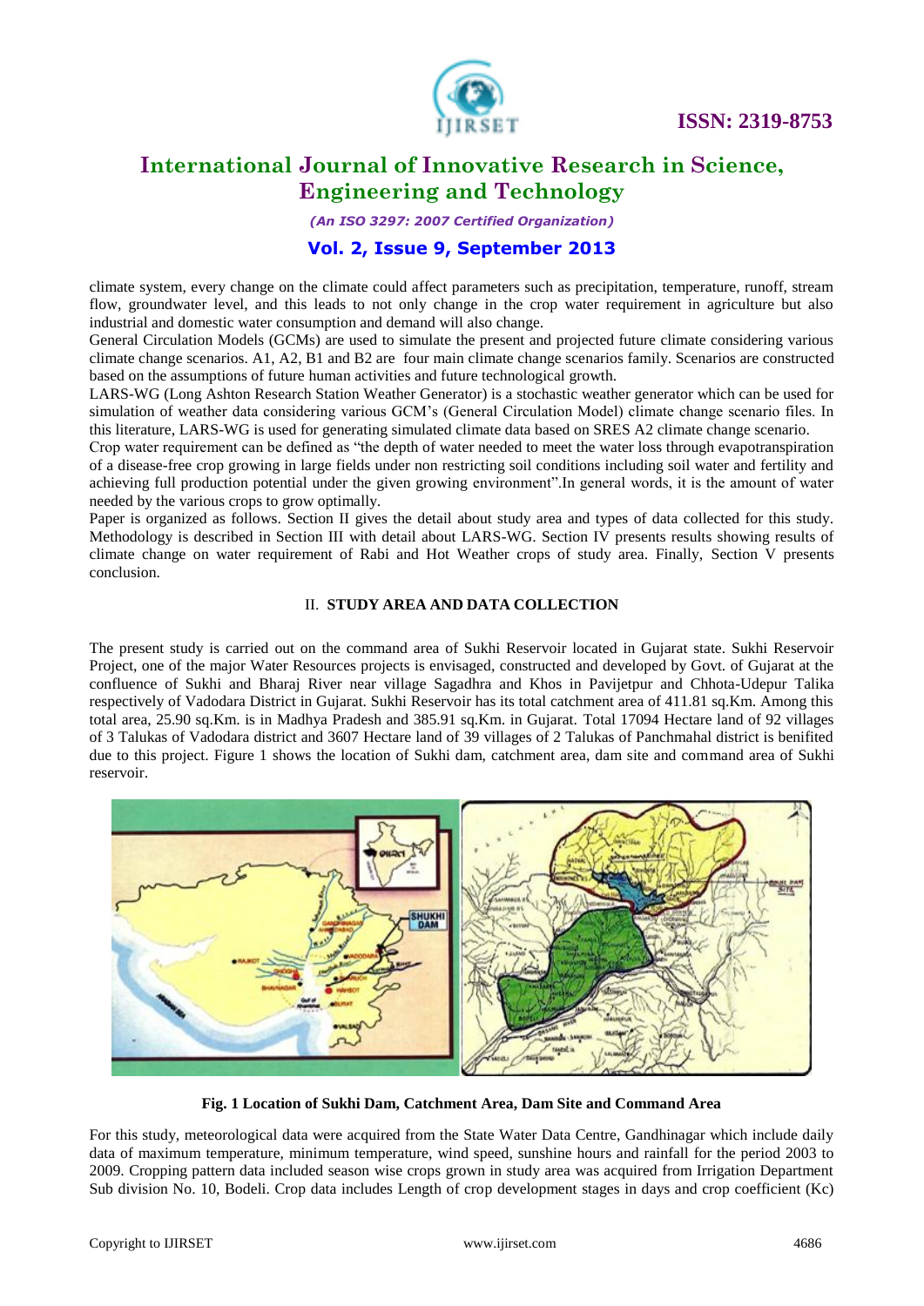climate system, every change on the climate could affect parameters such as precipitation, temperature, runoff, stream flow, groundwater level, and this leads to not only change in the crop water requirement in agriculture but also industrial and domestic water consumption and demand will also change.

General Circulation Models (GCMs) are used to simulate the present and projected future climate considering various climate change scenarios. A1, A2, B1 and B2 are four main climate change scenarios family. Scenarios are constructed based on the assumptions of future human activities and future technological growth.

LARS-WG (Long Ashton Research Station Weather Generator) is a stochastic weather generator which can be used for simulation of weather data considering various GCM's (General Circulation Model) climate change scenario files. In this literature, LARS-WG is used for generating simulated climate data based on SRES A2 climate change scenario.

Crop water requirement can be defined as "the depth of water needed to meet the water loss through evapotranspiration of a disease-free crop growing in large fields under non restricting soil conditions including soil water and fertility and achieving full production potential under the given growing environment".In general words, it is the amount of water needed by the various crops to grow optimally.

Paper is organized as follows. Section II gives the detail about study area and types of data collected for this study. Methodology is described in Section III with detail about LARS-WG. Section IV presents results showing results of climate change on water requirement of Rabi and Hot Weather crops of study area. Finally, Section V presents conclusion.

## II. STUDY AREA AND DATA COLLECTION

The present study is carried out on the command area of Sukhi Reservoir located in Gujarat state. Sukhi Reservoir Project, one of the major Water Resources projects is envisaged, constructed and developed by Govt. of Gujarat at the confluence of Sukhi and Bharaj River near village Sagadhra and Khos in Pavijetpur and Chhota-Udepur Talika respectively of Vadodara District in Gujarat. Sukhi Reservoir has its total catchment area of 411.81 sq.Km. Among this total area, 25.90 sq.Km. is in Madhya Pradesh and 385.91 sq.Km. in Gujarat. Total 17094 Hectare land of 92 villages of 3 Talukas of Vadodara district and 3607 Hectare land of 39 villages of 2 Talukas of Panchmahal district is benifited due to this project. Figure 1 shows the location of Sukhi dam, catchment area, dam site and command area of Sukhi reservoir.

**Fig. 1 Location of Sukhi Dam, Catchment Area, Dam Site and Command Area**

For this study, meteorological data were acquired from the State Water Data Centre, Gandhinagar which include daily data of maximum temperature, minimum temperature, wind speed, sunshine hours and rainfall for the period 2003 to 2009. Cropping pattern data included season wise crops grown in study area was acquired from Irrigation Department Sub division No. 10, Bodeli. Crop data includes Length of crop development stages in days and crop coefficient (Kc)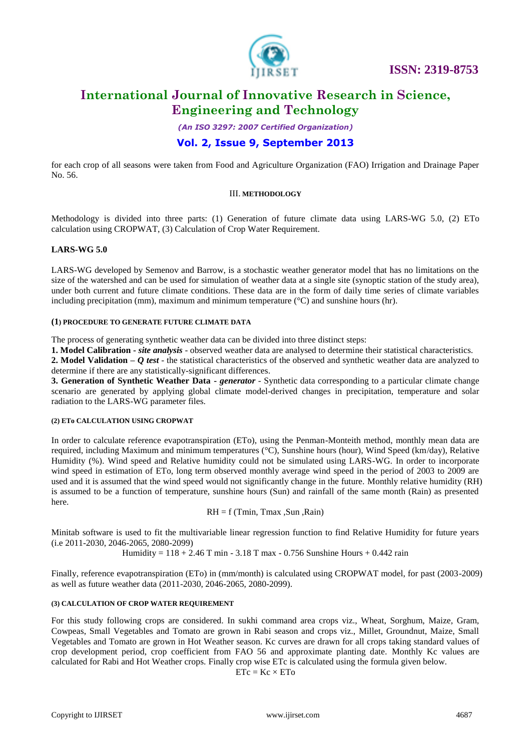for each crop of all seasons were taken from Food and Agriculture Organization (FAO) Irrigation and Drainage Paper No. 56.

## III. METHODOLOGY

Methodology is divided into three parts: (1) Generation of future climate data using LARS-WG 5.0, (2) ETo calculation using CROPWAT, (3) Calculation of Crop Water Requirement.

### LARS-WG 5.0

LARS-WG developed by Semenov and Barrow, is a stochastic weather generator model that has no limitations on the size of the watershed and can be used for simulation of weather data at a single site (synoptic station of the study area), under both current and future climate conditions. These data are in the form of daily time series of climate variables including precipitation (mm), maximum and minimum temperature (°C) and sunshine hours (hr).

#### (1) PROCEDURE TO GENERATE FUTURE CLIMATE DATA

The process of generating synthetic weather data can be divided into three distinct steps:

**1. Model Calibration** - ***site analysis*** - observed weather data are analysed to determine their statistical characteristics.
**2. Model Validation** – ***Q test*** - the statistical characteristics of the observed and synthetic weather data are analyzed to determine if there are any statistically-significant differences.
**3. Generation of Synthetic Weather Data** - ***generator*** - Synthetic data corresponding to a particular climate change scenario are generated by applying global climate model-derived changes in precipitation, temperature and solar radiation to the LARS-WG parameter files.

#### (2) ETo CALCULATION USING CROPWAT

In order to calculate reference evapotranspiration (ETo), using the Penman-Monteith method, monthly mean data are required, including Maximum and minimum temperatures (°C), Sunshine hours (hour), Wind Speed (km/day), Relative Humidity (%). Wind speed and Relative humidity could not be simulated using LARS-WG. In order to incorporate wind speed in estimation of ETo, long term observed monthly average wind speed in the period of 2003 to 2009 are used and it is assumed that the wind speed would not significantly change in the future. Monthly relative humidity (RH) is assumed to be a function of temperature, sunshine hours (Sun) and rainfall of the same month (Rain) as presented here.

$$RH = f(Tmin, Tmax, Sun, Rain)$$

Minitab software is used to fit the multivariable linear regression function to find Relative Humidity for future years (i.e 2011-2030, 2046-2065, 2080-2099)

$$\text{Humidity} = 118 + 2.46\ T\min - 3.18\ T\max - 0.756\ \text{Sunshine Hours} + 0.442\ \text{rain}$$

Finally, reference evapotranspiration (ETo) in (mm/month) is calculated using CROPWAT model, for past (2003-2009) as well as future weather data (2011-2030, 2046-2065, 2080-2099).

#### (3) CALCULATION OF CROP WATER REQUIREMENT

For this study following crops are considered. In sukhi command area crops viz., Wheat, Sorghum, Maize, Gram, Cowpeas, Small Vegetables and Tomato are grown in Rabi season and crops viz., Millet, Groundnut, Maize, Small Vegetables and Tomato are grown in Hot Weather season. Kc curves are drawn for all crops taking standard values of crop development period, crop coefficient from FAO 56 and approximate planting date. Monthly Kc values are calculated for Rabi and Hot Weather crops. Finally crop wise ETc is calculated using the formula given below.

$$ETc = Kc \times ETo$$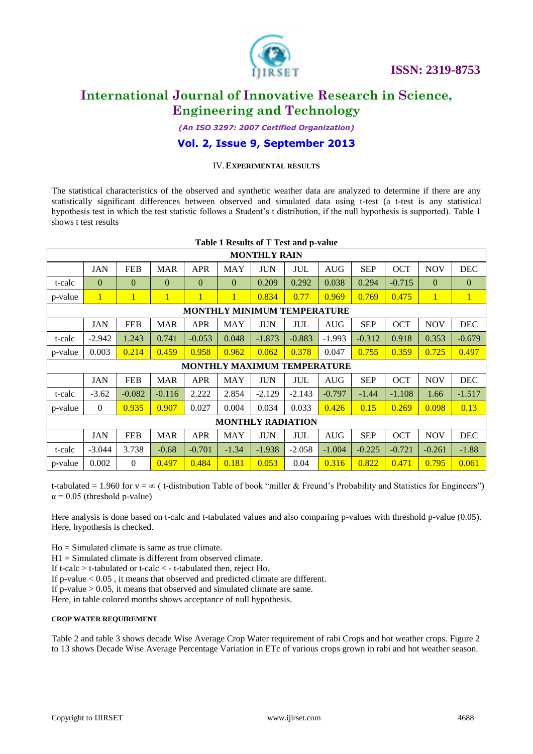### IV. EXPERIMENTAL RESULTS

The statistical characteristics of the observed and synthetic weather data are analyzed to determine if there are any statistically significant differences between observed and simulated data using t-test (a t-test is any statistical hypothesis test in which the test statistic follows a Student's t distribution, if the null hypothesis is supported). Table 1 shows t test results

**Table 1 Results of T Test and p-value**

| | JAN | FEB | MAR | APR | MAY | JUN | JUL | AUG | SEP | OCT | NOV | DEC |
|---|---|---|---|---|---|---|---|---|---|---|---|---|
| **MONTHLY RAIN** | | | | | | | | | | | | |
| t-calc | 0 | 0 | 0 | 0 | 0 | 0.209 | 0.292 | 0.038 | 0.294 | -0.715 | 0 | 0 |
| p-value | 1 | 1 | 1 | 1 | 1 | 0.834 | 0.77 | 0.969 | 0.769 | 0.475 | 1 | 1 |
| **MONTHLY MINIMUM TEMPERATURE** | | | | | | | | | | | | |
| t-calc | -2.942 | 1.243 | 0.741 | -0.053 | 0.048 | -1.873 | -0.883 | -1.993 | -0.312 | 0.918 | 0.353 | -0.679 |
| p-value | 0.003 | 0.214 | 0.459 | 0.958 | 0.962 | 0.062 | 0.378 | 0.047 | 0.755 | 0.359 | 0.725 | 0.497 |
| **MONTHLY MAXIMUM TEMPERATURE** | | | | | | | | | | | | |
| t-calc | -3.62 | -0.082 | -0.116 | 2.222 | 2.854 | -2.129 | -2.143 | -0.797 | -1.44 | -1.108 | 1.66 | -1.517 |
| p-value | 0 | 0.935 | 0.907 | 0.027 | 0.004 | 0.034 | 0.033 | 0.426 | 0.15 | 0.269 | 0.098 | 0.13 |
| **MONTHLY RADIATION** | | | | | | | | | | | | |
| t-calc | -3.044 | 3.738 | -0.68 | -0.701 | -1.34 | -1.938 | -2.058 | -1.004 | -0.225 | -0.721 | -0.261 | -1.88 |
| p-value | 0.002 | 0 | 0.497 | 0.484 | 0.181 | 0.053 | 0.04 | 0.316 | 0.822 | 0.471 | 0.795 | 0.061 |

t-tabulated = 1.960 for $v = \infty$ ( t-distribution Table of book "miller & Freund's Probability and Statistics for Engineers")
$\alpha = 0.05$ (threshold p-value)

Here analysis is done based on t-calc and t-tabulated values and also comparing p-values with threshold p-value (0.05). Here, hypothesis is checked.

Ho = Simulated climate is same as true climate.
H1 = Simulated climate is different from observed climate.
If t-calc > t-tabulated or t-calc < - t-tabulated then, reject Ho.
If p-value < 0.05 , it means that observed and predicted climate are different.
If p-value > 0.05, it means that observed and simulated climate are same.
Here, in table colored months shows acceptance of null hypothesis.

#### CROP WATER REQUIREMENT

Table 2 and table 3 shows decade Wise Average Crop Water requirement of rabi Crops and hot weather crops. Figure 2 to 13 shows Decade Wise Average Percentage Variation in ETc of various crops grown in rabi and hot weather season.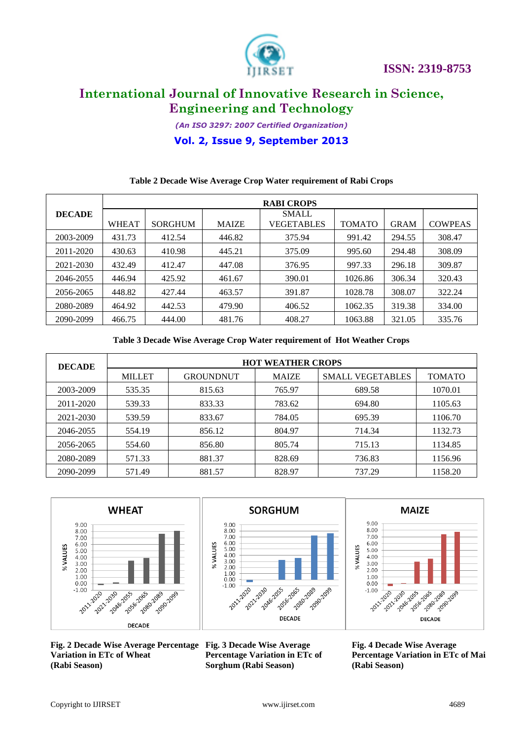**Table 2 Decade Wise Average Crop Water requirement of Rabi Crops**

| DECADE | RABI CROPS | | | | | | |
|---|---|---|---|---|---|---|---|
| | WHEAT | SORGHUM | MAIZE | SMALL VEGETABLES | TOMATO | GRAM | COWPEAS |
| 2003-2009 | 431.73 | 412.54 | 446.82 | 375.94 | 991.42 | 294.55 | 308.47 |
| 2011-2020 | 430.63 | 410.98 | 445.21 | 375.09 | 995.60 | 294.48 | 308.09 |
| 2021-2030 | 432.49 | 412.47 | 447.08 | 376.95 | 997.33 | 296.18 | 309.87 |
| 2046-2055 | 446.94 | 425.92 | 461.67 | 390.01 | 1026.86 | 306.34 | 320.43 |
| 2056-2065 | 448.82 | 427.44 | 463.57 | 391.87 | 1028.78 | 308.07 | 322.24 |
| 2080-2089 | 464.92 | 442.53 | 479.90 | 406.52 | 1062.35 | 319.38 | 334.00 |
| 2090-2099 | 466.75 | 444.00 | 481.76 | 408.27 | 1063.88 | 321.05 | 335.76 |

**Table 3 Decade Wise Average Crop Water requirement of Hot Weather Crops**

| DECADE | HOT WEATHER CROPS | | | | |
|---|---|---|---|---|---|
| | MILLET | GROUNDNUT | MAIZE | SMALL VEGETABLES | TOMATO |
| 2003-2009 | 535.35 | 815.63 | 765.97 | 689.58 | 1070.01 |
| 2011-2020 | 539.33 | 833.33 | 783.62 | 694.80 | 1105.63 |
| 2021-2030 | 539.59 | 833.67 | 784.05 | 695.39 | 1106.70 |
| 2046-2055 | 554.19 | 856.12 | 804.97 | 714.34 | 1132.73 |
| 2056-2065 | 554.60 | 856.80 | 805.74 | 715.13 | 1134.85 |
| 2080-2089 | 571.33 | 881.37 | 828.69 | 736.83 | 1156.96 |
| 2090-2099 | 571.49 | 881.57 | 828.97 | 737.29 | 1158.20 |

**Fig. 2 Decade Wise Average Percentage Variation in ETc of Wheat (Rabi Season)**

**Fig. 3 Decade Wise Average Percentage Variation in ETc of Sorghum (Rabi Season)**

**Fig. 4 Decade Wise Average Percentage Variation in ETc of Mai (Rabi Season)**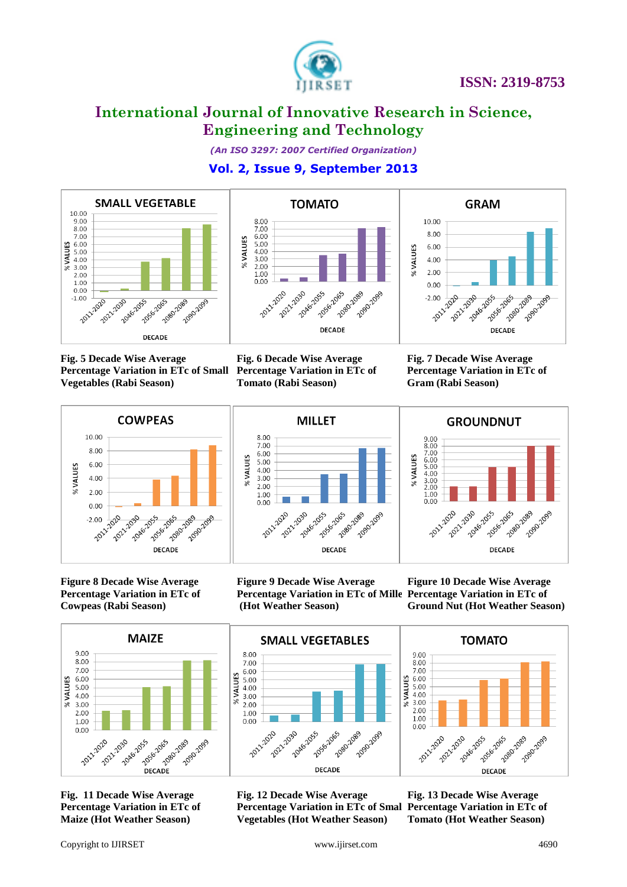**Fig. 5 Decade Wise Average Percentage Variation in ETc of Small Vegetables (Rabi Season)**

**Fig. 6 Decade Wise Average Percentage Variation in ETc of Tomato (Rabi Season)**

**Fig. 7 Decade Wise Average Percentage Variation in ETc of Gram (Rabi Season)**

**Figure 8 Decade Wise Average Percentage Variation in ETc of Cowpeas (Rabi Season)**

**Figure 9 Decade Wise Average Percentage Variation in ETc of Mille (Hot Weather Season)**

**Figure 10 Decade Wise Average Percentage Variation in ETc of Ground Nut (Hot Weather Season)**

**Fig. 11 Decade Wise Average Percentage Variation in ETc of Maize (Hot Weather Season)**

**Fig. 12 Decade Wise Average Percentage Variation in ETc of Smal Vegetables (Hot Weather Season)**

**Fig. 13 Decade Wise Average Percentage Variation in ETc of Tomato (Hot Weather Season)**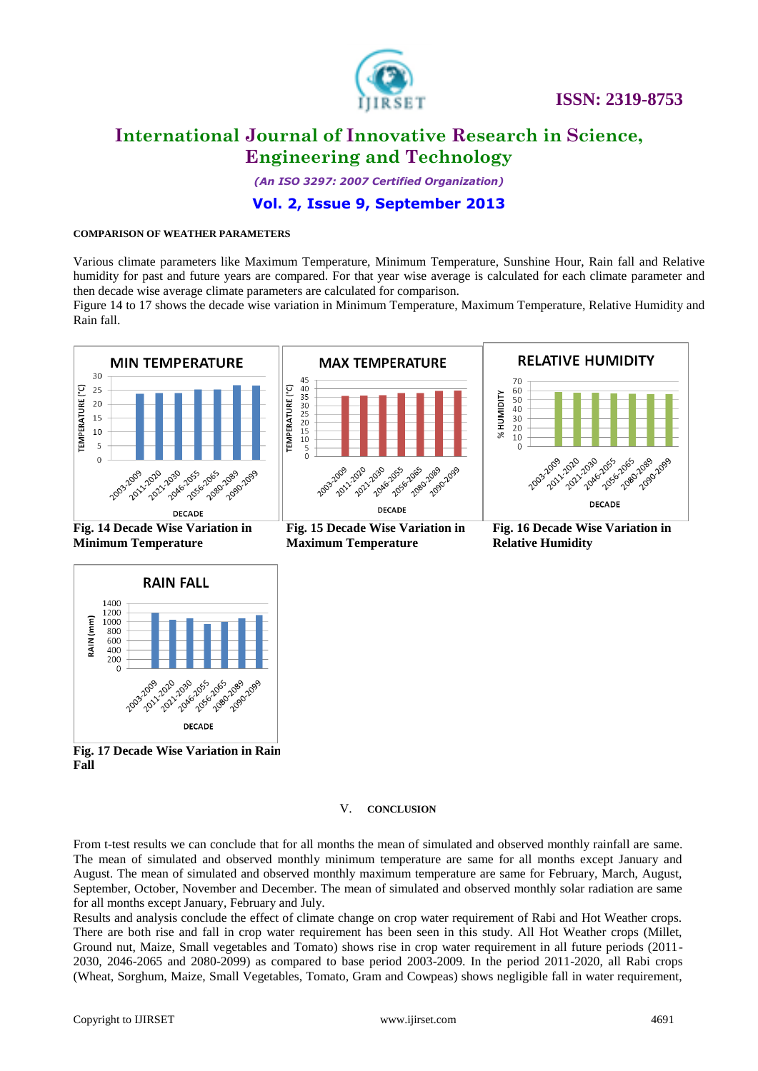**COMPARISON OF WEATHER PARAMETERS**

Various climate parameters like Maximum Temperature, Minimum Temperature, Sunshine Hour, Rain fall and Relative humidity for past and future years are compared. For that year wise average is calculated for each climate parameter and then decade wise average climate parameters are calculated for comparison.

Figure 14 to 17 shows the decade wise variation in Minimum Temperature, Maximum Temperature, Relative Humidity and Rain fall.

**Fig. 14 Decade Wise Variation in Minimum Temperature**

**Fig. 15 Decade Wise Variation in Maximum Temperature**

**Fig. 16 Decade Wise Variation in Relative Humidity**

**Fig. 17 Decade Wise Variation in Rain Fall**

## V. CONCLUSION

From t-test results we can conclude that for all months the mean of simulated and observed monthly rainfall are same. The mean of simulated and observed monthly minimum temperature are same for all months except January and August. The mean of simulated and observed monthly maximum temperature are same for February, March, August, September, October, November and December. The mean of simulated and observed monthly solar radiation are same for all months except January, February and July.

Results and analysis conclude the effect of climate change on crop water requirement of Rabi and Hot Weather crops. There are both rise and fall in crop water requirement has been seen in this study. All Hot Weather crops (Millet, Ground nut, Maize, Small vegetables and Tomato) shows rise in crop water requirement in all future periods (2011-2030, 2046-2065 and 2080-2099) as compared to base period 2003-2009. In the period 2011-2020, all Rabi crops (Wheat, Sorghum, Maize, Small Vegetables, Tomato, Gram and Cowpeas) shows negligible fall in water requirement,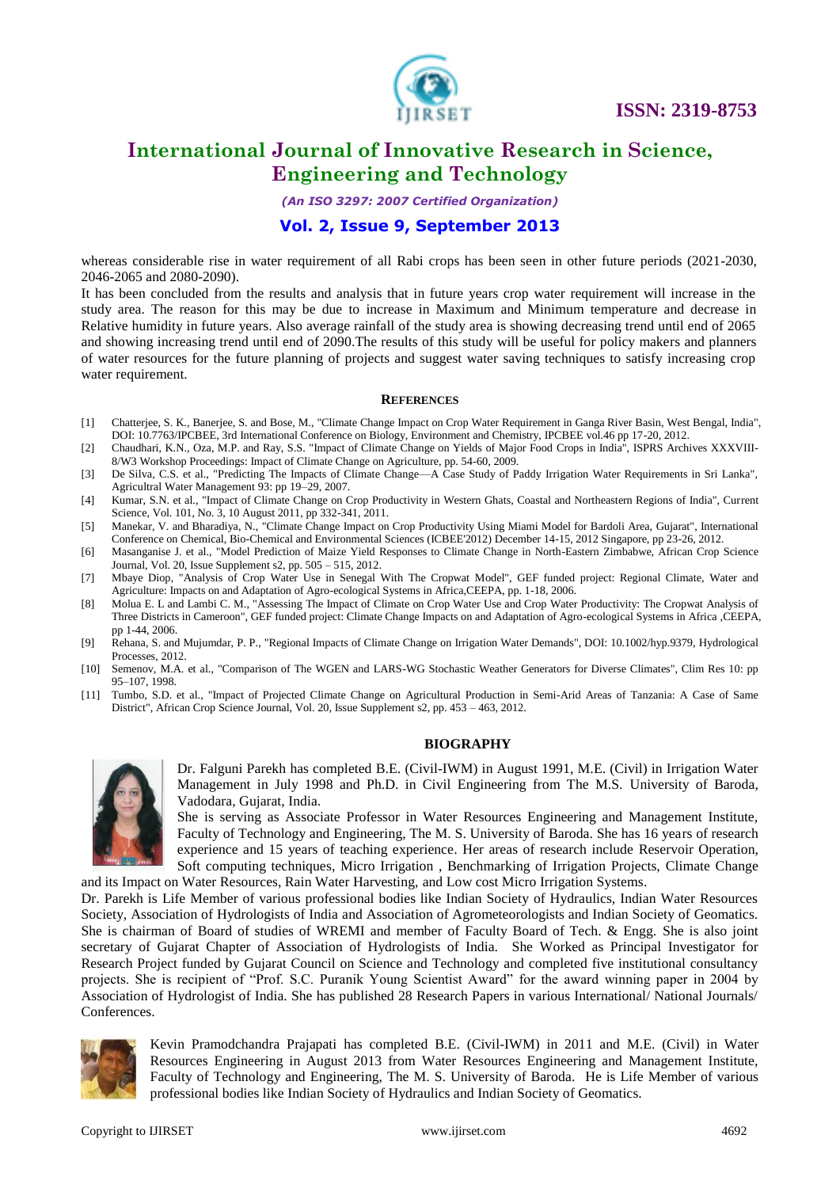whereas considerable rise in water requirement of all Rabi crops has been seen in other future periods (2021-2030, 2046-2065 and 2080-2090).

It has been concluded from the results and analysis that in future years crop water requirement will increase in the study area. The reason for this may be due to increase in Maximum and Minimum temperature and decrease in Relative humidity in future years. Also average rainfall of the study area is showing decreasing trend until end of 2065 and showing increasing trend until end of 2090.The results of this study will be useful for policy makers and planners of water resources for the future planning of projects and suggest water saving techniques to satisfy increasing crop water requirement.

## REFERENCES

[1] Chatterjee, S. K., Banerjee, S. and Bose, M., "Climate Change Impact on Crop Water Requirement in Ganga River Basin, West Bengal, India", DOI: 10.7763/IPCBEE, 3rd International Conference on Biology, Environment and Chemistry, IPCBEE vol.46 pp 17-20, 2012.

[2] Chaudhari, K.N., Oza, M.P. and Ray, S.S. "Impact of Climate Change on Yields of Major Food Crops in India", ISPRS Archives XXXVIII-8/W3 Workshop Proceedings: Impact of Climate Change on Agriculture, pp. 54-60, 2009.

[3] De Silva, C.S. et al., "Predicting The Impacts of Climate Change—A Case Study of Paddy Irrigation Water Requirements in Sri Lanka", Agricultral Water Management 93: pp 19–29, 2007.

[4] Kumar, S.N. et al., "Impact of Climate Change on Crop Productivity in Western Ghats, Coastal and Northeastern Regions of India", Current Science, Vol. 101, No. 3, 10 August 2011, pp 332-341, 2011.

[5] Manekar, V. and Bharadiya, N., "Climate Change Impact on Crop Productivity Using Miami Model for Bardoli Area, Gujarat", International Conference on Chemical, Bio-Chemical and Environmental Sciences (ICBEE'2012) December 14-15, 2012 Singapore, pp 23-26, 2012.

[6] Masanganise J. et al., "Model Prediction of Maize Yield Responses to Climate Change in North-Eastern Zimbabwe, African Crop Science Journal, Vol. 20, Issue Supplement s2, pp. 505 – 515, 2012.

[7] Mbaye Diop, "Analysis of Crop Water Use in Senegal With The Cropwat Model", GEF funded project: Regional Climate, Water and Agriculture: Impacts on and Adaptation of Agro-ecological Systems in Africa,CEEPA, pp. 1-18, 2006.

[8] Molua E. L and Lambi C. M., "Assessing The Impact of Climate on Crop Water Use and Crop Water Productivity: The Cropwat Analysis of Three Districts in Cameroon", GEF funded project: Climate Change Impacts on and Adaptation of Agro-ecological Systems in Africa ,CEEPA, pp 1-44, 2006.

[9] Rehana, S. and Mujumdar, P. P., "Regional Impacts of Climate Change on Irrigation Water Demands", DOI: 10.1002/hyp.9379, Hydrological Processes, 2012.

[10] Semenov, M.A. et al., "Comparison of The WGEN and LARS-WG Stochastic Weather Generators for Diverse Climates", Clim Res 10: pp 95–107, 1998.

[11] Tumbo, S.D. et al., "Impact of Projected Climate Change on Agricultural Production in Semi-Arid Areas of Tanzania: A Case of Same District", African Crop Science Journal, Vol. 20, Issue Supplement s2, pp. 453 – 463, 2012.

## BIOGRAPHY

Dr. Falguni Parekh has completed B.E. (Civil-IWM) in August 1991, M.E. (Civil) in Irrigation Water Management in July 1998 and Ph.D. in Civil Engineering from The M.S. University of Baroda, Vadodara, Gujarat, India.

She is serving as Associate Professor in Water Resources Engineering and Management Institute, Faculty of Technology and Engineering, The M. S. University of Baroda. She has 16 years of research experience and 15 years of teaching experience. Her areas of research include Reservoir Operation, Soft computing techniques, Micro Irrigation , Benchmarking of Irrigation Projects, Climate Change and its Impact on Water Resources, Rain Water Harvesting, and Low cost Micro Irrigation Systems.

Dr. Parekh is Life Member of various professional bodies like Indian Society of Hydraulics, Indian Water Resources Society, Association of Hydrologists of India and Association of Agrometeorologists and Indian Society of Geomatics. She is chairman of Board of studies of WREMI and member of Faculty Board of Tech. & Engg. She is also joint secretary of Gujarat Chapter of Association of Hydrologists of India. She Worked as Principal Investigator for Research Project funded by Gujarat Council on Science and Technology and completed five institutional consultancy projects. She is recipient of "Prof. S.C. Puranik Young Scientist Award" for the award winning paper in 2004 by Association of Hydrologist of India. She has published 28 Research Papers in various International/ National Journals/ Conferences.

Kevin Pramodchandra Prajapati has completed B.E. (Civil-IWM) in 2011 and M.E. (Civil) in Water Resources Engineering in August 2013 from Water Resources Engineering and Management Institute, Faculty of Technology and Engineering, The M. S. University of Baroda. He is Life Member of various professional bodies like Indian Society of Hydraulics and Indian Society of Geomatics.